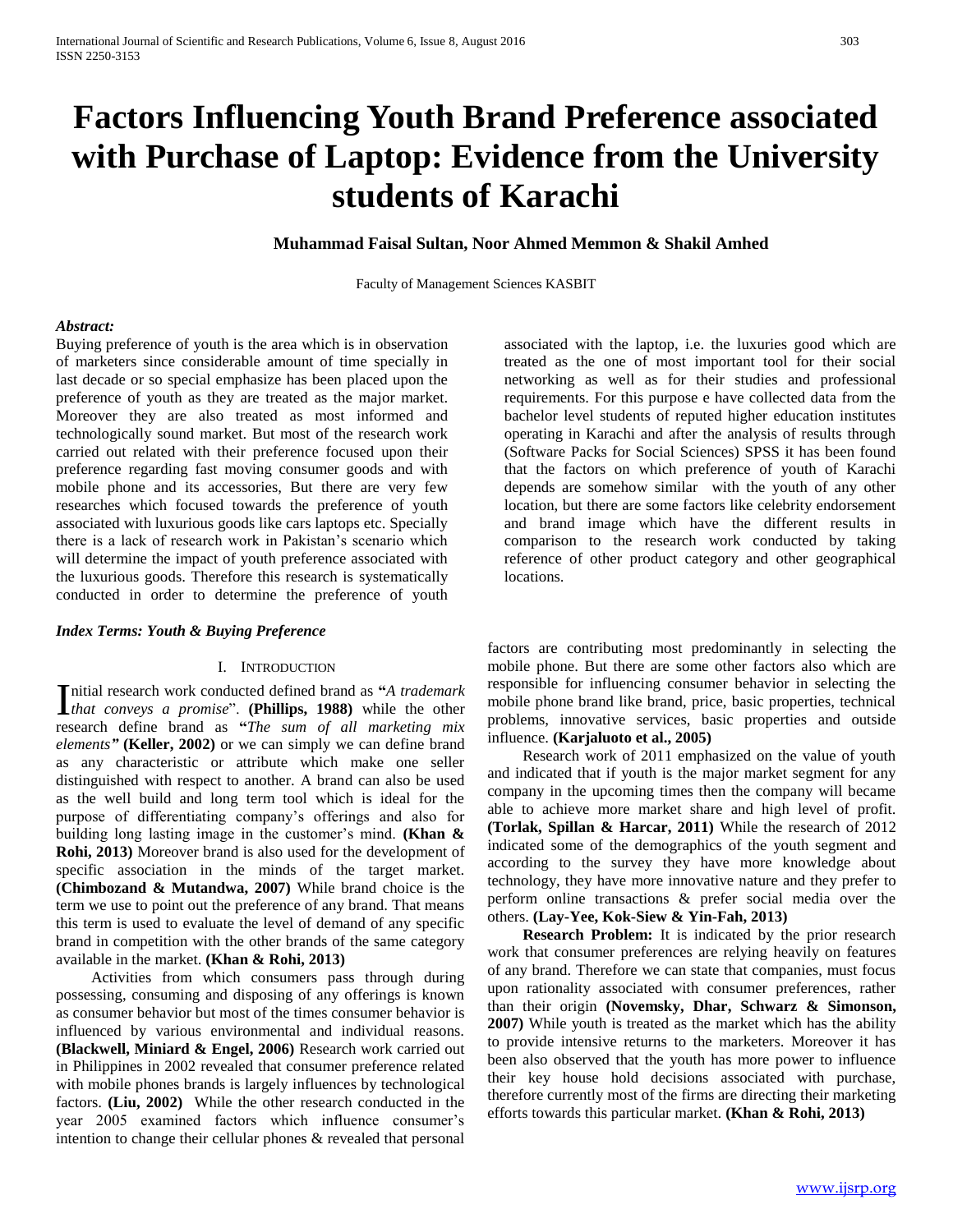# Factors Influencing Youth Brand Preference associated with Purchase of Laptop: Evidence from the University students of Karachi

**Muhammad Faisal Sultan, Noor Ahmed Memmon & Shakil Amhed**

Faculty of Management Sciences KASBIT

***Abstract:***

Buying preference of youth is the area which is in observation of marketers since considerable amount of time specially in last decade or so special emphasize has been placed upon the preference of youth as they are treated as the major market. Moreover they are also treated as most informed and technologically sound market. But most of the research work carried out related with their preference focused upon their preference regarding fast moving consumer goods and with mobile phone and its accessories, But there are very few researches which focused towards the preference of youth associated with luxurious goods like cars laptops etc. Specially there is a lack of research work in Pakistan's scenario which will determine the impact of youth preference associated with the luxurious goods. Therefore this research is systematically conducted in order to determine the preference of youth associated with the laptop, i.e. the luxuries good which are treated as the one of most important tool for their social networking as well as for their studies and professional requirements. For this purpose e have collected data from the bachelor level students of reputed higher education institutes operating in Karachi and after the analysis of results through (Software Packs for Social Sciences) SPSS it has been found that the factors on which preference of youth of Karachi depends are somehow similar with the youth of any other location, but there are some factors like celebrity endorsement and brand image which have the different results in comparison to the research work conducted by taking reference of other product category and other geographical locations.

***Index Terms: Youth & Buying Preference***

## I. Introduction

Initial research work conducted defined brand as **"***A trademark that conveys a promise*". **(Phillips, 1988)** while the other research define brand as **"***The sum of all marketing mix elements***"** **(Keller, 2002)** or we can simply we can define brand as any characteristic or attribute which make one seller distinguished with respect to another. A brand can also be used as the well build and long term tool which is ideal for the purpose of differentiating company's offerings and also for building long lasting image in the customer's mind. **(Khan & Rohi, 2013)** Moreover brand is also used for the development of specific association in the minds of the target market. **(Chimbozand & Mutandwa, 2007)** While brand choice is the term we use to point out the preference of any brand. That means this term is used to evaluate the level of demand of any specific brand in competition with the other brands of the same category available in the market. **(Khan & Rohi, 2013)**

Activities from which consumers pass through during possessing, consuming and disposing of any offerings is known as consumer behavior but most of the times consumer behavior is influenced by various environmental and individual reasons. **(Blackwell, Miniard & Engel, 2006)** Research work carried out in Philippines in 2002 revealed that consumer preference related with mobile phones brands is largely influences by technological factors. **(Liu, 2002)** While the other research conducted in the year 2005 examined factors which influence consumer's intention to change their cellular phones & revealed that personal factors are contributing most predominantly in selecting the mobile phone. But there are some other factors also which are responsible for influencing consumer behavior in selecting the mobile phone brand like brand, price, basic properties, technical problems, innovative services, basic properties and outside influence. **(Karjaluoto et al., 2005)**

Research work of 2011 emphasized on the value of youth and indicated that if youth is the major market segment for any company in the upcoming times then the company will became able to achieve more market share and high level of profit. **(Torlak, Spillan & Harcar, 2011)** While the research of 2012 indicated some of the demographics of the youth segment and according to the survey they have more knowledge about technology, they have more innovative nature and they prefer to perform online transactions & prefer social media over the others. **(Lay-Yee, Kok-Siew & Yin-Fah, 2013)**

**Research Problem:** It is indicated by the prior research work that consumer preferences are relying heavily on features of any brand. Therefore we can state that companies, must focus upon rationality associated with consumer preferences, rather than their origin **(Novemsky, Dhar, Schwarz & Simonson, 2007)** While youth is treated as the market which has the ability to provide intensive returns to the marketers. Moreover it has been also observed that the youth has more power to influence their key house hold decisions associated with purchase, therefore currently most of the firms are directing their marketing efforts towards this particular market. **(Khan & Rohi, 2013)**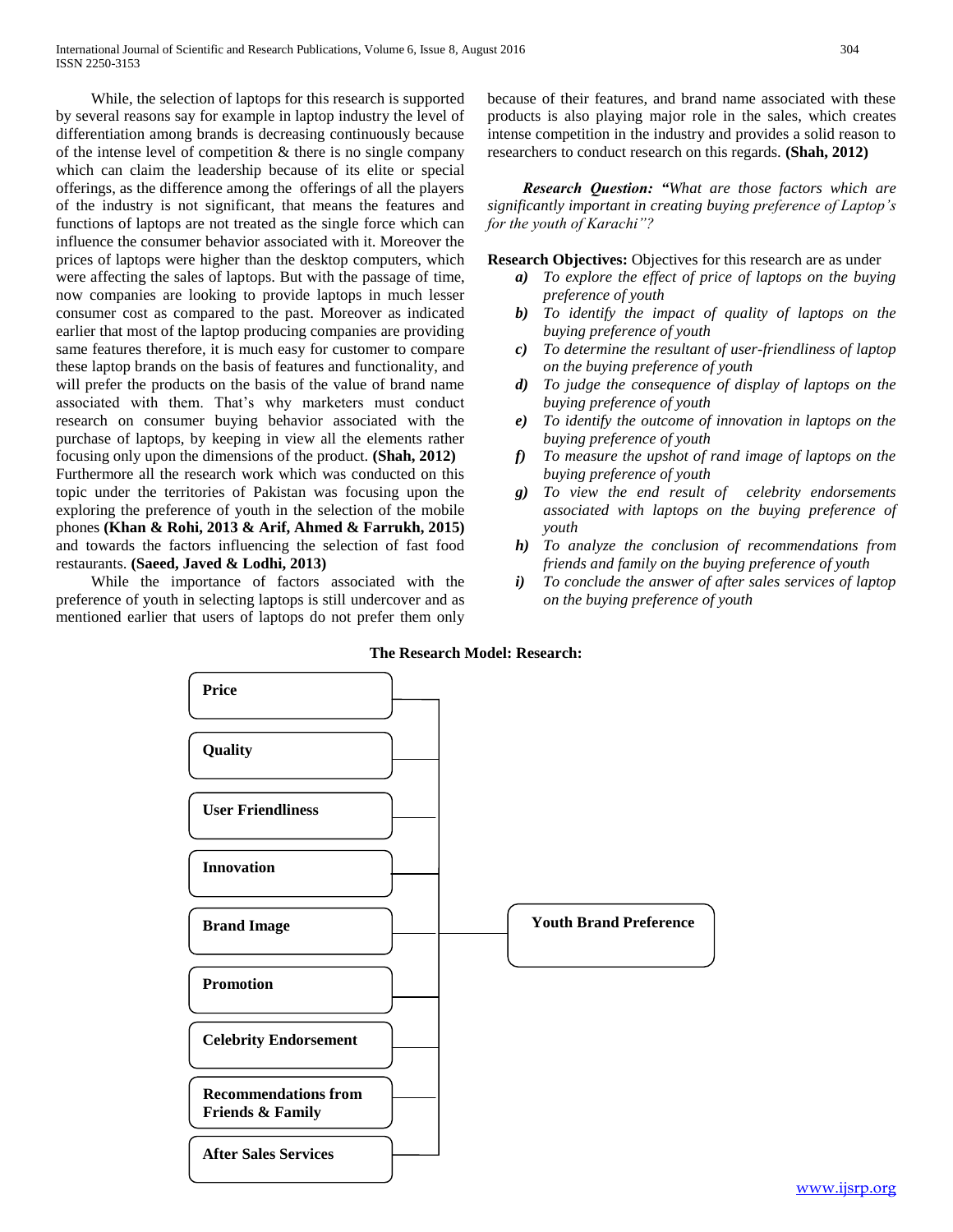While, the selection of laptops for this research is supported by several reasons say for example in laptop industry the level of differentiation among brands is decreasing continuously because of the intense level of competition & there is no single company which can claim the leadership because of its elite or special offerings, as the difference among the offerings of all the players of the industry is not significant, that means the features and functions of laptops are not treated as the single force which can influence the consumer behavior associated with it. Moreover the prices of laptops were higher than the desktop computers, which were affecting the sales of laptops. But with the passage of time, now companies are looking to provide laptops in much lesser consumer cost as compared to the past. Moreover as indicated earlier that most of the laptop producing companies are providing same features therefore, it is much easy for customer to compare these laptop brands on the basis of features and functionality, and will prefer the products on the basis of the value of brand name associated with them. That's why marketers must conduct research on consumer buying behavior associated with the purchase of laptops, by keeping in view all the elements rather focusing only upon the dimensions of the product. **(Shah, 2012)**
Furthermore all the research work which was conducted on this topic under the territories of Pakistan was focusing upon the exploring the preference of youth in the selection of the mobile phones **(Khan & Rohi, 2013 & Arif, Ahmed & Farrukh, 2015)** and towards the factors influencing the selection of fast food restaurants. **(Saeed, Javed & Lodhi, 2013)**

While the importance of factors associated with the preference of youth in selecting laptops is still undercover and as mentioned earlier that users of laptops do not prefer them only because of their features, and brand name associated with these products is also playing major role in the sales, which creates intense competition in the industry and provides a solid reason to researchers to conduct research on this regards. **(Shah, 2012)**

***Research Question:*** ***"****What are those factors which are significantly important in creating buying preference of Laptop's for the youth of Karachi"?*

**Research Objectives:** Objectives for this research are as under

- ***a)*** *To explore the effect of price of laptops on the buying preference of youth*
- ***b)*** *To identify the impact of quality of laptops on the buying preference of youth*
- ***c)*** *To determine the resultant of user-friendliness of laptop on the buying preference of youth*
- ***d)*** *To judge the consequence of display of laptops on the buying preference of youth*
- ***e)*** *To identify the outcome of innovation in laptops on the buying preference of youth*
- ***f)*** *To measure the upshot of rand image of laptops on the buying preference of youth*
- ***g)*** *To view the end result of celebrity endorsements associated with laptops on the buying preference of youth*
- ***h)*** *To analyze the conclusion of recommendations from friends and family on the buying preference of youth*
- ***i)*** *To conclude the answer of after sales services of laptop on the buying preference of youth*

**The Research Model: Research:**

**Price**

**Quality**

**User Friendliness**

**Innovation**

**Brand Image**

**Promotion**

**Celebrity Endorsement**

**Recommendations from Friends & Family**

**After Sales Services**

**Youth Brand Preference**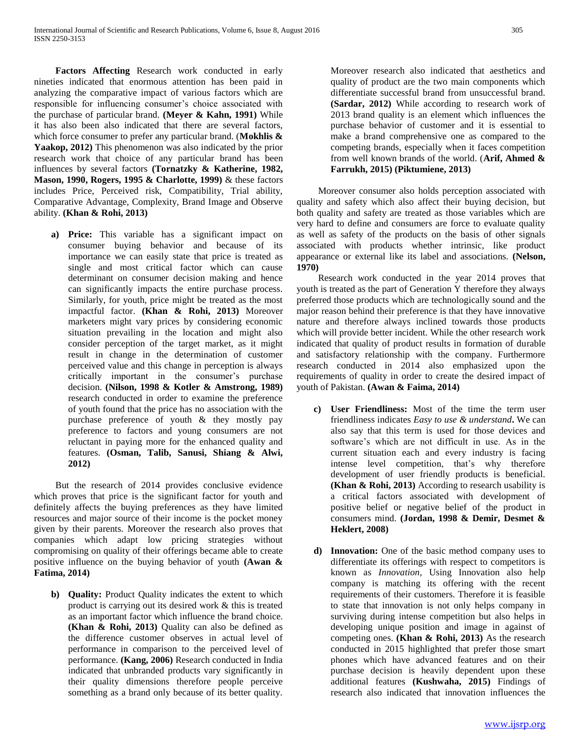**Factors Affecting** Research work conducted in early nineties indicated that enormous attention has been paid in analyzing the comparative impact of various factors which are responsible for influencing consumer's choice associated with the purchase of particular brand. **(Meyer & Kahn, 1991)** While it has also been also indicated that there are several factors, which force consumer to prefer any particular brand. (**Mokhlis & Yaakop, 2012)** This phenomenon was also indicated by the prior research work that choice of any particular brand has been influences by several factors **(Tornatzky & Katherine, 1982, Mason, 1990, Rogers, 1995 & Charlotte, 1999)** & these factors includes Price, Perceived risk, Compatibility, Trial ability, Comparative Advantage, Complexity, Brand Image and Observe ability. **(Khan & Rohi, 2013)**

a) **Price:** This variable has a significant impact on consumer buying behavior and because of its importance we can easily state that price is treated as single and most critical factor which can cause determinant on consumer decision making and hence can significantly impacts the entire purchase process. Similarly, for youth, price might be treated as the most impactful factor. **(Khan & Rohi, 2013)** Moreover marketers might vary prices by considering economic situation prevailing in the location and might also consider perception of the target market, as it might result in change in the determination of customer perceived value and this change in perception is always critically important in the consumer's purchase decision. **(Nilson, 1998 & Kotler & Amstrong, 1989)** research conducted in order to examine the preference of youth found that the price has no association with the purchase preference of youth & they mostly pay preference to factors and young consumers are not reluctant in paying more for the enhanced quality and features. **(Osman, Talib, Sanusi, Shiang & Alwi, 2012)**

But the research of 2014 provides conclusive evidence which proves that price is the significant factor for youth and definitely affects the buying preferences as they have limited resources and major source of their income is the pocket money given by their parents. Moreover the research also proves that companies which adapt low pricing strategies without compromising on quality of their offerings became able to create positive influence on the buying behavior of youth **(Awan & Fatima, 2014)**

b) **Quality:** Product Quality indicates the extent to which product is carrying out its desired work & this is treated as an important factor which influence the brand choice. **(Khan & Rohi, 2013)** Quality can also be defined as the difference customer observes in actual level of performance in comparison to the perceived level of performance. **(Kang, 2006)** Research conducted in India indicated that unbranded products vary significantly in their quality dimensions therefore people perceive something as a brand only because of its better quality. Moreover research also indicated that aesthetics and quality of product are the two main components which differentiate successful brand from unsuccessful brand. **(Sardar, 2012)** While according to research work of 2013 brand quality is an element which influences the purchase behavior of customer and it is essential to make a brand comprehensive one as compared to the competing brands, especially when it faces competition from well known brands of the world. (**Arif, Ahmed & Farrukh, 2015) (Piktumiene, 2013)**

Moreover consumer also holds perception associated with quality and safety which also affect their buying decision, but both quality and safety are treated as those variables which are very hard to define and consumers are force to evaluate quality as well as safety of the products on the basis of other signals associated with products whether intrinsic, like product appearance or external like its label and associations. **(Nelson, 1970)**

Research work conducted in the year 2014 proves that youth is treated as the part of Generation Y therefore they always preferred those products which are technologically sound and the major reason behind their preference is that they have innovative nature and therefore always inclined towards those products which will provide better incident. While the other research work indicated that quality of product results in formation of durable and satisfactory relationship with the company. Furthermore research conducted in 2014 also emphasized upon the requirements of quality in order to create the desired impact of youth of Pakistan. **(Awan & Faima, 2014)**

c) **User Friendliness:** Most of the time the term user friendliness indicates *Easy to use & understand***.** We can also say that this term is used for those devices and software's which are not difficult in use. As in the current situation each and every industry is facing intense level competition, that's why therefore development of user friendly products is beneficial. **(Khan & Rohi, 2013)** According to research usability is a critical factors associated with development of positive belief or negative belief of the product in consumers mind. **(Jordan, 1998 & Demir, Desmet & Heklert, 2008)**

d) **Innovation:** One of the basic method company uses to differentiate its offerings with respect to competitors is known as *Innovation*, Using Innovation also help company is matching its offering with the recent requirements of their customers. Therefore it is feasible to state that innovation is not only helps company in surviving during intense competition but also helps in developing unique position and image in against of competing ones. **(Khan & Rohi, 2013)** As the research conducted in 2015 highlighted that prefer those smart phones which have advanced features and on their purchase decision is heavily dependent upon these additional features **(Kushwaha, 2015)** Findings of research also indicated that innovation influences the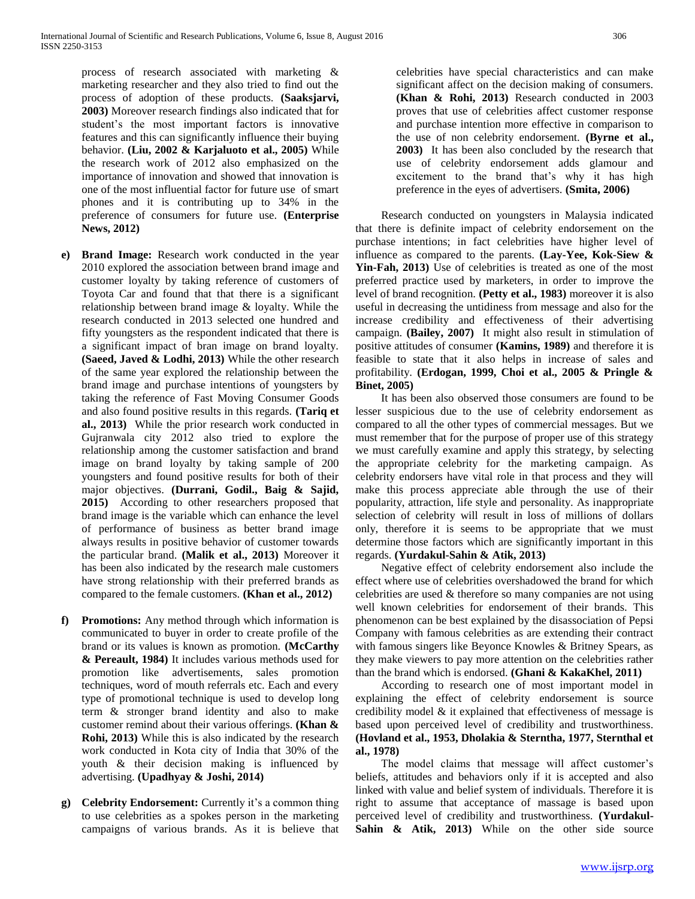process of research associated with marketing & marketing researcher and they also tried to find out the process of adoption of these products. **(Saaksjarvi, 2003)** Moreover research findings also indicated that for student's the most important factors is innovative features and this can significantly influence their buying behavior. **(Liu, 2002 & Karjaluoto et al., 2005)** While the research work of 2012 also emphasized on the importance of innovation and showed that innovation is one of the most influential factor for future use of smart phones and it is contributing up to 34% in the preference of consumers for future use. **(Enterprise News, 2012)**

e) **Brand Image:** Research work conducted in the year 2010 explored the association between brand image and customer loyalty by taking reference of customers of Toyota Car and found that that there is a significant relationship between brand image & loyalty. While the research conducted in 2013 selected one hundred and fifty youngsters as the respondent indicated that there is a significant impact of bran image on brand loyalty. **(Saeed, Javed & Lodhi, 2013)** While the other research of the same year explored the relationship between the brand image and purchase intentions of youngsters by taking the reference of Fast Moving Consumer Goods and also found positive results in this regards. **(Tariq et al., 2013)** While the prior research work conducted in Gujranwala city 2012 also tried to explore the relationship among the customer satisfaction and brand image on brand loyalty by taking sample of 200 youngsters and found positive results for both of their major objectives. **(Durrani, Godil., Baig & Sajid, 2015)** According to other researchers proposed that brand image is the variable which can enhance the level of performance of business as better brand image always results in positive behavior of customer towards the particular brand. **(Malik et al., 2013)** Moreover it has been also indicated by the research male customers have strong relationship with their preferred brands as compared to the female customers. **(Khan et al., 2012)**

f) **Promotions:** Any method through which information is communicated to buyer in order to create profile of the brand or its values is known as promotion. **(McCarthy & Pereault, 1984)** It includes various methods used for promotion like advertisements, sales promotion techniques, word of mouth referrals etc. Each and every type of promotional technique is used to develop long term & stronger brand identity and also to make customer remind about their various offerings. **(Khan & Rohi, 2013)** While this is also indicated by the research work conducted in Kota city of India that 30% of the youth & their decision making is influenced by advertising. **(Upadhyay & Joshi, 2014)**

g) **Celebrity Endorsement:** Currently it's a common thing to use celebrities as a spokes person in the marketing campaigns of various brands. As it is believe that celebrities have special characteristics and can make significant affect on the decision making of consumers. **(Khan & Rohi, 2013)** Research conducted in 2003 proves that use of celebrities affect customer response and purchase intention more effective in comparison to the use of non celebrity endorsement. **(Byrne et al., 2003)** It has been also concluded by the research that use of celebrity endorsement adds glamour and excitement to the brand that's why it has high preference in the eyes of advertisers. **(Smita, 2006)**

Research conducted on youngsters in Malaysia indicated that there is definite impact of celebrity endorsement on the purchase intentions; in fact celebrities have higher level of influence as compared to the parents. **(Lay-Yee, Kok-Siew & Yin-Fah, 2013)** Use of celebrities is treated as one of the most preferred practice used by marketers, in order to improve the level of brand recognition. **(Petty et al., 1983)** moreover it is also useful in decreasing the untidiness from message and also for the increase credibility and effectiveness of their advertising campaign. **(Bailey, 2007)** It might also result in stimulation of positive attitudes of consumer **(Kamins, 1989)** and therefore it is feasible to state that it also helps in increase of sales and profitability. **(Erdogan, 1999, Choi et al., 2005 & Pringle & Binet, 2005)**

It has been also observed those consumers are found to be lesser suspicious due to the use of celebrity endorsement as compared to all the other types of commercial messages. But we must remember that for the purpose of proper use of this strategy we must carefully examine and apply this strategy, by selecting the appropriate celebrity for the marketing campaign. As celebrity endorsers have vital role in that process and they will make this process appreciate able through the use of their popularity, attraction, life style and personality. As inappropriate selection of celebrity will result in loss of millions of dollars only, therefore it is seems to be appropriate that we must determine those factors which are significantly important in this regards. **(Yurdakul-Sahin & Atik, 2013)**

Negative effect of celebrity endorsement also include the effect where use of celebrities overshadowed the brand for which celebrities are used & therefore so many companies are not using well known celebrities for endorsement of their brands. This phenomenon can be best explained by the disassociation of Pepsi Company with famous celebrities as are extending their contract with famous singers like Beyonce Knowles & Britney Spears, as they make viewers to pay more attention on the celebrities rather than the brand which is endorsed. **(Ghani & KakaKhel, 2011)**

According to research one of most important model in explaining the effect of celebrity endorsement is source credibility model & it explained that effectiveness of message is based upon perceived level of credibility and trustworthiness. **(Hovland et al., 1953, Dholakia & Sterntha, 1977, Sternthal et al., 1978)**

The model claims that message will affect customer's beliefs, attitudes and behaviors only if it is accepted and also linked with value and belief system of individuals. Therefore it is right to assume that acceptance of massage is based upon perceived level of credibility and trustworthiness. **(Yurdakul-Sahin & Atik, 2013)** While on the other side source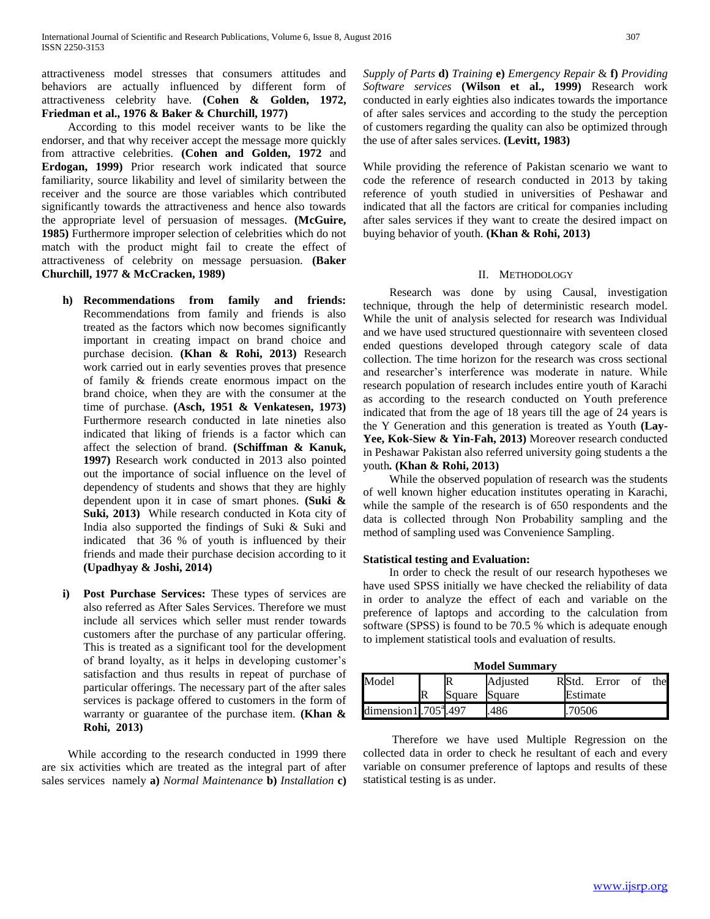attractiveness model stresses that consumers attitudes and behaviors are actually influenced by different form of attractiveness celebrity have. **(Cohen & Golden, 1972, Friedman et al., 1976 & Baker & Churchill, 1977)**

According to this model receiver wants to be like the endorser, and that why receiver accept the message more quickly from attractive celebrities. **(Cohen and Golden, 1972** and **Erdogan, 1999)** Prior research work indicated that source familiarity, source likability and level of similarity between the receiver and the source are those variables which contributed significantly towards the attractiveness and hence also towards the appropriate level of persuasion of messages. **(McGuire, 1985)** Furthermore improper selection of celebrities which do not match with the product might fail to create the effect of attractiveness of celebrity on message persuasion. **(Baker Churchill, 1977 & McCracken, 1989)**

**h) Recommendations from family and friends:** Recommendations from family and friends is also treated as the factors which now becomes significantly important in creating impact on brand choice and purchase decision. **(Khan & Rohi, 2013)** Research work carried out in early seventies proves that presence of family & friends create enormous impact on the brand choice, when they are with the consumer at the time of purchase. **(Asch, 1951 & Venkatesen, 1973)** Furthermore research conducted in late nineties also indicated that liking of friends is a factor which can affect the selection of brand. **(Schiffman & Kanuk, 1997)** Research work conducted in 2013 also pointed out the importance of social influence on the level of dependency of students and shows that they are highly dependent upon it in case of smart phones. **(Suki & Suki, 2013)** While research conducted in Kota city of India also supported the findings of Suki & Suki and indicated that 36 % of youth is influenced by their friends and made their purchase decision according to it **(Upadhyay & Joshi, 2014)**

**i) Post Purchase Services:** These types of services are also referred as After Sales Services. Therefore we must include all services which seller must render towards customers after the purchase of any particular offering. This is treated as a significant tool for the development of brand loyalty, as it helps in developing customer's satisfaction and thus results in repeat of purchase of particular offerings. The necessary part of the after sales services is package offered to customers in the form of warranty or guarantee of the purchase item. **(Khan & Rohi, 2013)**

While according to the research conducted in 1999 there are six activities which are treated as the integral part of after sales services namely **a)** *Normal Maintenance* **b)** *Installation* **c)** *Supply of Parts* **d)** *Training* **e)** *Emergency Repair* & **f)** *Providing Software services* **(Wilson et al., 1999)** Research work conducted in early eighties also indicates towards the importance of after sales services and according to the study the perception of customers regarding the quality can also be optimized through the use of after sales services. **(Levitt, 1983)**

While providing the reference of Pakistan scenario we want to code the reference of research conducted in 2013 by taking reference of youth studied in universities of Peshawar and indicated that all the factors are critical for companies including after sales services if they want to create the desired impact on buying behavior of youth. **(Khan & Rohi, 2013)**

## II. Methodology

Research was done by using Causal, investigation technique, through the help of deterministic research model. While the unit of analysis selected for research was Individual and we have used structured questionnaire with seventeen closed ended questions developed through category scale of data collection. The time horizon for the research was cross sectional and researcher's interference was moderate in nature. While research population of research includes entire youth of Karachi as according to the research conducted on Youth preference indicated that from the age of 18 years till the age of 24 years is the Y Generation and this generation is treated as Youth **(Lay-Yee, Kok-Siew & Yin-Fah, 2013)** Moreover research conducted in Peshawar Pakistan also referred university going students a the youth. **(Khan & Rohi, 2013)**

While the observed population of research was the students of well known higher education institutes operating in Karachi, while the sample of the research is of 650 respondents and the data is collected through Non Probability sampling and the method of sampling used was Convenience Sampling.

**Statistical testing and Evaluation:**

In order to check the result of our research hypotheses we have used SPSS initially we have checked the reliability of data in order to analyze the effect of each and variable on the preference of laptops and according to the calculation from software (SPSS) is found to be 70.5 % which is adequate enough to implement statistical tools and evaluation of results.

**Model Summary**

| Model | R | R Square | Adjusted R Square | Std. Error of the Estimate |
|---|---|---|---|---|
| dimension1 | .705[a] | .497 | .486 | .70506 |

Therefore we have used Multiple Regression on the collected data in order to check he resultant of each and every variable on consumer preference of laptops and results of these statistical testing is as under.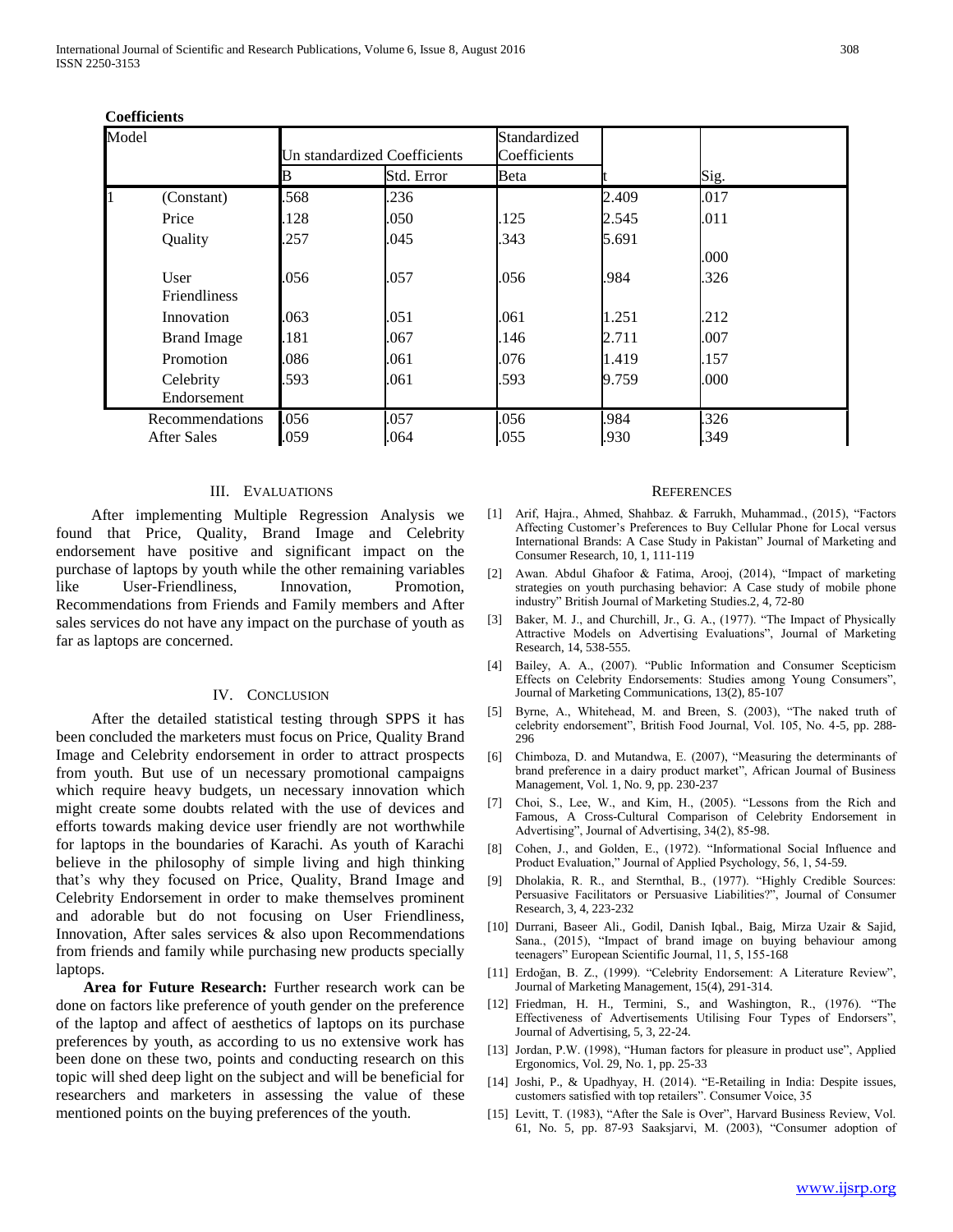**Coefficients**

| Model | | Un standardized Coefficients | | Standardized Coefficients | t | Sig. |
|---|---|---|---|---|---|---|
| | | B | Std. Error | Beta | | |
| 1 | (Constant) | .568 | .236 | | 2.409 | .017 |
| | Price | .128 | .050 | .125 | 2.545 | .011 |
| | Quality | .257 | .045 | .343 | 5.691 | .000 |
| | User Friendliness | .056 | .057 | .056 | .984 | .326 |
| | Innovation | .063 | .051 | .061 | 1.251 | .212 |
| | Brand Image | .181 | .067 | .146 | 2.711 | .007 |
| | Promotion | .086 | .061 | .076 | 1.419 | .157 |
| | Celebrity Endorsement | .593 | .061 | .593 | 9.759 | .000 |
| | Recommendations | .056 | .057 | .056 | .984 | .326 |
| | After Sales | .059 | .064 | .055 | .930 | .349 |

## III. Evaluations

After implementing Multiple Regression Analysis we found that Price, Quality, Brand Image and Celebrity endorsement have positive and significant impact on the purchase of laptops by youth while the other remaining variables like User-Friendliness, Innovation, Promotion, Recommendations from Friends and Family members and After sales services do not have any impact on the purchase of youth as far as laptops are concerned.

## IV. Conclusion

After the detailed statistical testing through SPPS it has been concluded the marketers must focus on Price, Quality Brand Image and Celebrity endorsement in order to attract prospects from youth. But use of un necessary promotional campaigns which require heavy budgets, un necessary innovation which might create some doubts related with the use of devices and efforts towards making device user friendly are not worthwhile for laptops in the boundaries of Karachi. As youth of Karachi believe in the philosophy of simple living and high thinking that's why they focused on Price, Quality, Brand Image and Celebrity Endorsement in order to make themselves prominent and adorable but do not focusing on User Friendliness, Innovation, After sales services & also upon Recommendations from friends and family while purchasing new products specially laptops.

**Area for Future Research:** Further research work can be done on factors like preference of youth gender on the preference of the laptop and affect of aesthetics of laptops on its purchase preferences by youth, as according to us no extensive work has been done on these two, points and conducting research on this topic will shed deep light on the subject and will be beneficial for researchers and marketers in assessing the value of these mentioned points on the buying preferences of the youth.

## References

[1] Arif, Hajra., Ahmed, Shahbaz. & Farrukh, Muhammad., (2015), "Factors Affecting Customer's Preferences to Buy Cellular Phone for Local versus International Brands: A Case Study in Pakistan" Journal of Marketing and Consumer Research, 10, 1, 111-119

[2] Awan. Abdul Ghafoor & Fatima, Arooj, (2014), "Impact of marketing strategies on youth purchasing behavior: A Case study of mobile phone industry" British Journal of Marketing Studies.2, 4, 72-80

[3] Baker, M. J., and Churchill, Jr., G. A., (1977). "The Impact of Physically Attractive Models on Advertising Evaluations", Journal of Marketing Research, 14, 538-555.

[4] Bailey, A. A., (2007). "Public Information and Consumer Scepticism Effects on Celebrity Endorsements: Studies among Young Consumers", Journal of Marketing Communications, 13(2), 85-107

[5] Byrne, A., Whitehead, M. and Breen, S. (2003), "The naked truth of celebrity endorsement", British Food Journal, Vol. 105, No. 4-5, pp. 288-296

[6] Chimboza, D. and Mutandwa, E. (2007), "Measuring the determinants of brand preference in a dairy product market", African Journal of Business Management, Vol. 1, No. 9, pp. 230-237

[7] Choi, S., Lee, W., and Kim, H., (2005). "Lessons from the Rich and Famous, A Cross-Cultural Comparison of Celebrity Endorsement in Advertising", Journal of Advertising, 34(2), 85-98.

[8] Cohen, J., and Golden, E., (1972). "Informational Social Influence and Product Evaluation," Journal of Applied Psychology, 56, 1, 54-59.

[9] Dholakia, R. R., and Sternthal, B., (1977). "Highly Credible Sources: Persuasive Facilitators or Persuasive Liabilities?", Journal of Consumer Research, 3, 4, 223-232

[10] Durrani, Baseer Ali., Godil, Danish Iqbal., Baig, Mirza Uzair & Sajid, Sana., (2015), "Impact of brand image on buying behaviour among teenagers" European Scientific Journal, 11, 5, 155-168

[11] Erdoğan, B. Z., (1999). "Celebrity Endorsement: A Literature Review", Journal of Marketing Management, 15(4), 291-314.

[12] Friedman, H. H., Termini, S., and Washington, R., (1976). "The Effectiveness of Advertisements Utilising Four Types of Endorsers", Journal of Advertising, 5, 3, 22-24.

[13] Jordan, P.W. (1998), "Human factors for pleasure in product use", Applied Ergonomics, Vol. 29, No. 1, pp. 25-33

[14] Joshi, P., & Upadhyay, H. (2014). "E-Retailing in India: Despite issues, customers satisfied with top retailers". Consumer Voice, 35

[15] Levitt, T. (1983), "After the Sale is Over", Harvard Business Review, Vol. 61, No. 5, pp. 87-93 Saaksjarvi, M. (2003), "Consumer adoption of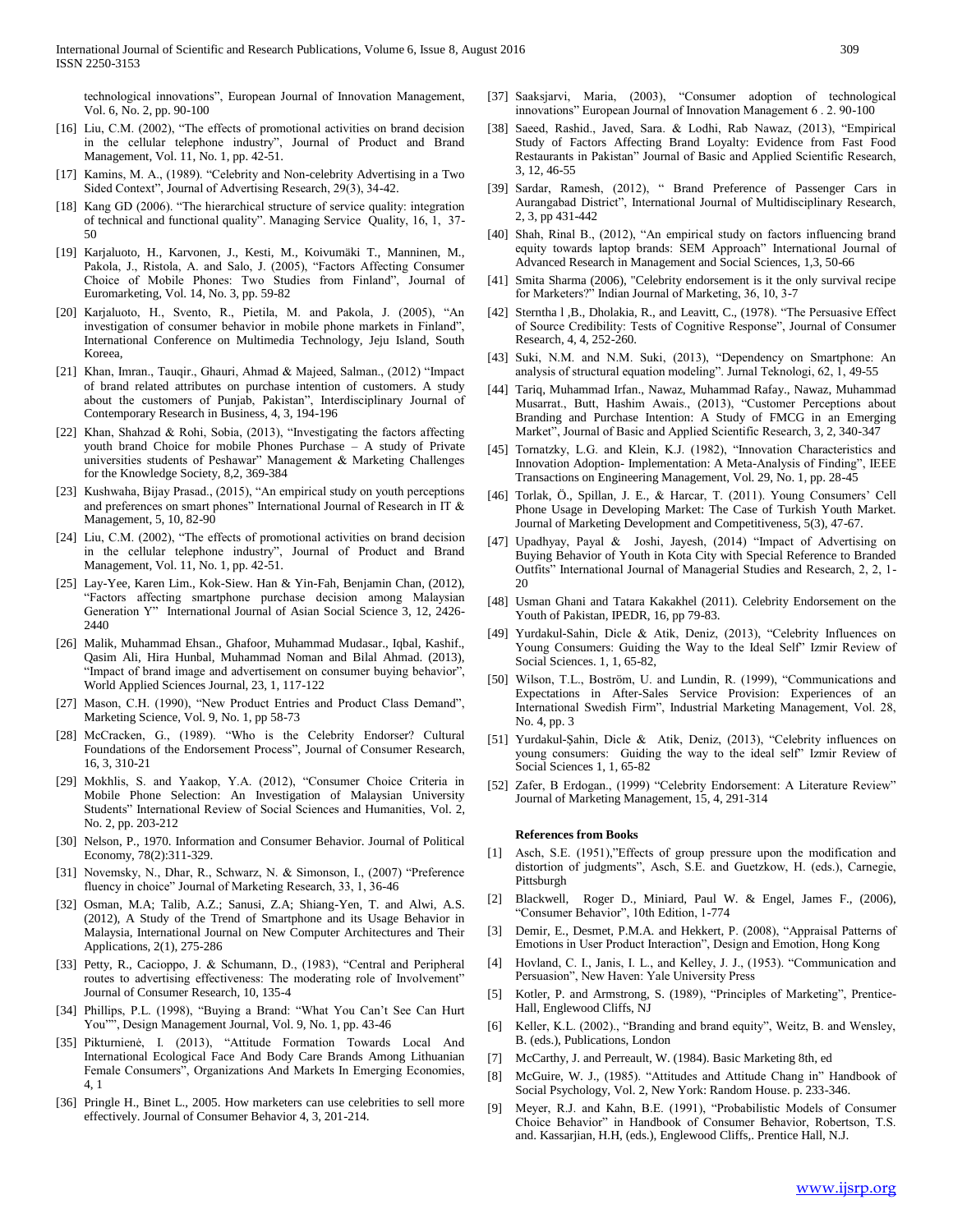technological innovations", European Journal of Innovation Management, Vol. 6, No. 2, pp. 90-100

[16] Liu, C.M. (2002), "The effects of promotional activities on brand decision in the cellular telephone industry", Journal of Product and Brand Management, Vol. 11, No. 1, pp. 42-51.

[17] Kamins, M. A., (1989). "Celebrity and Non-celebrity Advertising in a Two Sided Context", Journal of Advertising Research, 29(3), 34-42.

[18] Kang GD (2006). "The hierarchical structure of service quality: integration of technical and functional quality". Managing Service Quality, 16, 1, 37-50

[19] Karjaluoto, H., Karvonen, J., Kesti, M., Koivumäki T., Manninen, M., Pakola, J., Ristola, A. and Salo, J. (2005), "Factors Affecting Consumer Choice of Mobile Phones: Two Studies from Finland", Journal of Euromarketing, Vol. 14, No. 3, pp. 59-82

[20] Karjaluoto, H., Svento, R., Pietila, M. and Pakola, J. (2005), "An investigation of consumer behavior in mobile phone markets in Finland", International Conference on Multimedia Technology, Jeju Island, South Koreea,

[21] Khan, Imran., Tauqir., Ghauri, Ahmad & Majeed, Salman., (2012) "Impact of brand related attributes on purchase intention of customers. A study about the customers of Punjab, Pakistan", Interdisciplinary Journal of Contemporary Research in Business, 4, 3, 194-196

[22] Khan, Shahzad & Rohi, Sobia, (2013), "Investigating the factors affecting youth brand Choice for mobile Phones Purchase – A study of Private universities students of Peshawar" Management & Marketing Challenges for the Knowledge Society, 8,2, 369-384

[23] Kushwaha, Bijay Prasad., (2015), "An empirical study on youth perceptions and preferences on smart phones" International Journal of Research in IT & Management, 5, 10, 82-90

[24] Liu, C.M. (2002), "The effects of promotional activities on brand decision in the cellular telephone industry", Journal of Product and Brand Management, Vol. 11, No. 1, pp. 42-51.

[25] Lay-Yee, Karen Lim., Kok-Siew. Han & Yin-Fah, Benjamin Chan, (2012), "Factors affecting smartphone purchase decision among Malaysian Generation Y" International Journal of Asian Social Science 3, 12, 2426-2440

[26] Malik, Muhammad Ehsan., Ghafoor, Muhammad Mudasar., Iqbal, Kashif., Qasim Ali, Hira Hunbal, Muhammad Noman and Bilal Ahmad. (2013), "Impact of brand image and advertisement on consumer buying behavior", World Applied Sciences Journal, 23, 1, 117-122

[27] Mason, C.H. (1990), "New Product Entries and Product Class Demand", Marketing Science, Vol. 9, No. 1, pp 58-73

[28] McCracken, G., (1989). "Who is the Celebrity Endorser? Cultural Foundations of the Endorsement Process", Journal of Consumer Research, 16, 3, 310-21

[29] Mokhlis, S. and Yaakop, Y.A. (2012), "Consumer Choice Criteria in Mobile Phone Selection: An Investigation of Malaysian University Students" International Review of Social Sciences and Humanities, Vol. 2, No. 2, pp. 203-212

[30] Nelson, P., 1970. Information and Consumer Behavior. Journal of Political Economy, 78(2):311-329.

[31] Novemsky, N., Dhar, R., Schwarz, N. & Simonson, I., (2007) "Preference fluency in choice" Journal of Marketing Research, 33, 1, 36-46

[32] Osman, M.A; Talib, A.Z.; Sanusi, Z.A; Shiang-Yen, T. and Alwi, A.S. (2012), A Study of the Trend of Smartphone and its Usage Behavior in Malaysia, International Journal on New Computer Architectures and Their Applications, 2(1), 275-286

[33] Petty, R., Cacioppo, J. & Schumann, D., (1983), "Central and Peripheral routes to advertising effectiveness: The moderating role of Involvement" Journal of Consumer Research, 10, 135-4

[34] Phillips, P.L. (1998), "Buying a Brand: "What You Can't See Can Hurt You"", Design Management Journal, Vol. 9, No. 1, pp. 43-46

[35] Pikturnienė, I. (2013), "Attitude Formation Towards Local And International Ecological Face And Body Care Brands Among Lithuanian Female Consumers", Organizations And Markets In Emerging Economies, 4, 1

[36] Pringle H., Binet L., 2005. How marketers can use celebrities to sell more effectively. Journal of Consumer Behavior 4, 3, 201-214.

[37] Saaksjarvi, Maria, (2003), "Consumer adoption of technological innovations" European Journal of Innovation Management 6 . 2. 90-100

[38] Saeed, Rashid., Javed, Sara. & Lodhi, Rab Nawaz, (2013), "Empirical Study of Factors Affecting Brand Loyalty: Evidence from Fast Food Restaurants in Pakistan" Journal of Basic and Applied Scientific Research, 3, 12, 46-55

[39] Sardar, Ramesh, (2012), " Brand Preference of Passenger Cars in Aurangabad District", International Journal of Multidisciplinary Research, 2, 3, pp 431-442

[40] Shah, Rinal B., (2012), "An empirical study on factors influencing brand equity towards laptop brands: SEM Approach" International Journal of Advanced Research in Management and Social Sciences, 1,3, 50-66

[41] Smita Sharma (2006), "Celebrity endorsement is it the only survival recipe for Marketers?" Indian Journal of Marketing, 36, 10, 3-7

[42] Sterntha l ,B., Dholakia, R., and Leavitt, C., (1978). "The Persuasive Effect of Source Credibility: Tests of Cognitive Response", Journal of Consumer Research, 4, 4, 252-260.

[43] Suki, N.M. and N.M. Suki, (2013), "Dependency on Smartphone: An analysis of structural equation modeling". Jurnal Teknologi, 62, 1, 49-55

[44] Tariq, Muhammad Irfan., Nawaz, Muhammad Rafay., Nawaz, Muhammad Musarrat., Butt, Hashim Awais., (2013), "Customer Perceptions about Branding and Purchase Intention: A Study of FMCG in an Emerging Market", Journal of Basic and Applied Scientific Research, 3, 2, 340-347

[45] Tornatzky, L.G. and Klein, K.J. (1982), "Innovation Characteristics and Innovation Adoption- Implementation: A Meta-Analysis of Finding", IEEE Transactions on Engineering Management, Vol. 29, No. 1, pp. 28-45

[46] Torlak, Ö., Spillan, J. E., & Harcar, T. (2011). Young Consumers' Cell Phone Usage in Developing Market: The Case of Turkish Youth Market. Journal of Marketing Development and Competitiveness, 5(3), 47-67.

[47] Upadhyay, Payal & Joshi, Jayesh, (2014) "Impact of Advertising on Buying Behavior of Youth in Kota City with Special Reference to Branded Outfits" International Journal of Managerial Studies and Research, 2, 2, 1-20

[48] Usman Ghani and Tatara Kakakhel (2011). Celebrity Endorsement on the Youth of Pakistan, IPEDR, 16, pp 79-83.

[49] Yurdakul-Sahin, Dicle & Atik, Deniz, (2013), "Celebrity Influences on Young Consumers: Guiding the Way to the Ideal Self" Izmir Review of Social Sciences. 1, 1, 65-82,

[50] Wilson, T.L., Boström, U. and Lundin, R. (1999), "Communications and Expectations in After-Sales Service Provision: Experiences of an International Swedish Firm", Industrial Marketing Management, Vol. 28, No. 4, pp. 3

[51] Yurdakul-Şahin, Dicle & Atik, Deniz, (2013), "Celebrity influences on young consumers: Guiding the way to the ideal self" Izmir Review of Social Sciences 1, 1, 65-82

[52] Zafer, B Erdogan., (1999) "Celebrity Endorsement: A Literature Review" Journal of Marketing Management, 15, 4, 291-314

**References from Books**

[1] Asch, S.E. (1951),"Effects of group pressure upon the modification and distortion of judgments", Asch, S.E. and Guetzkow, H. (eds.), Carnegie, Pittsburgh

[2] Blackwell, Roger D., Miniard, Paul W. & Engel, James F., (2006), "Consumer Behavior", 10th Edition, 1-774

[3] Demir, E., Desmet, P.M.A. and Hekkert, P. (2008), "Appraisal Patterns of Emotions in User Product Interaction", Design and Emotion, Hong Kong

[4] Hovland, C. I., Janis, I. L., and Kelley, J. J., (1953). "Communication and Persuasion", New Haven: Yale University Press

[5] Kotler, P. and Armstrong, S. (1989), "Principles of Marketing", Prentice-Hall, Englewood Cliffs, NJ

[6] Keller, K.L. (2002)., "Branding and brand equity", Weitz, B. and Wensley, B. (eds.), Publications, London

[7] McCarthy, J. and Perreault, W. (1984). Basic Marketing 8th, ed

[8] McGuire, W. J., (1985). "Attitudes and Attitude Chang in" Handbook of Social Psychology, Vol. 2, New York: Random House. p. 233-346.

[9] Meyer, R.J. and Kahn, B.E. (1991), "Probabilistic Models of Consumer Choice Behavior" in Handbook of Consumer Behavior, Robertson, T.S. and. Kassarjian, H.H, (eds.), Englewood Cliffs,. Prentice Hall, N.J.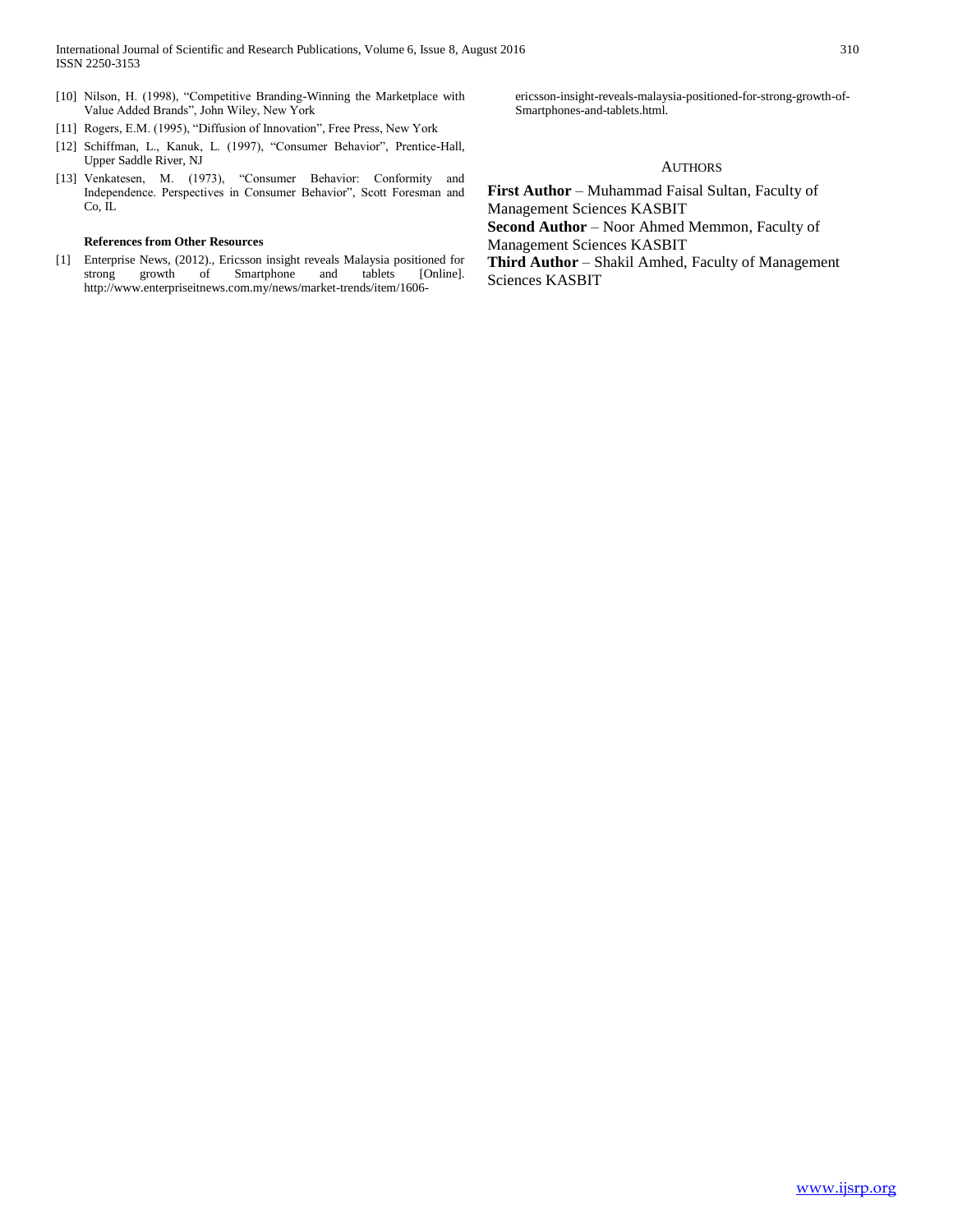[10] Nilson, H. (1998), "Competitive Branding-Winning the Marketplace with Value Added Brands", John Wiley, New York

[11] Rogers, E.M. (1995), "Diffusion of Innovation", Free Press, New York

[12] Schiffman, L., Kanuk, L. (1997), "Consumer Behavior", Prentice-Hall, Upper Saddle River, NJ

[13] Venkatesen, M. (1973), "Consumer Behavior: Conformity and Independence. Perspectives in Consumer Behavior", Scott Foresman and Co, IL

#### References from Other Resources

[1] Enterprise News, (2012)., Ericsson insight reveals Malaysia positioned for strong growth of Smartphone and tablets [Online]. http://www.enterpriseitnews.com.my/news/market-trends/item/1606-ericsson-insight-reveals-malaysia-positioned-for-strong-growth-of-Smartphones-and-tablets.html.

## AUTHORS

**First Author** – Muhammad Faisal Sultan, Faculty of Management Sciences KASBIT

**Second Author** – Noor Ahmed Memmon, Faculty of Management Sciences KASBIT

**Third Author** – Shakil Amhed, Faculty of Management Sciences KASBIT